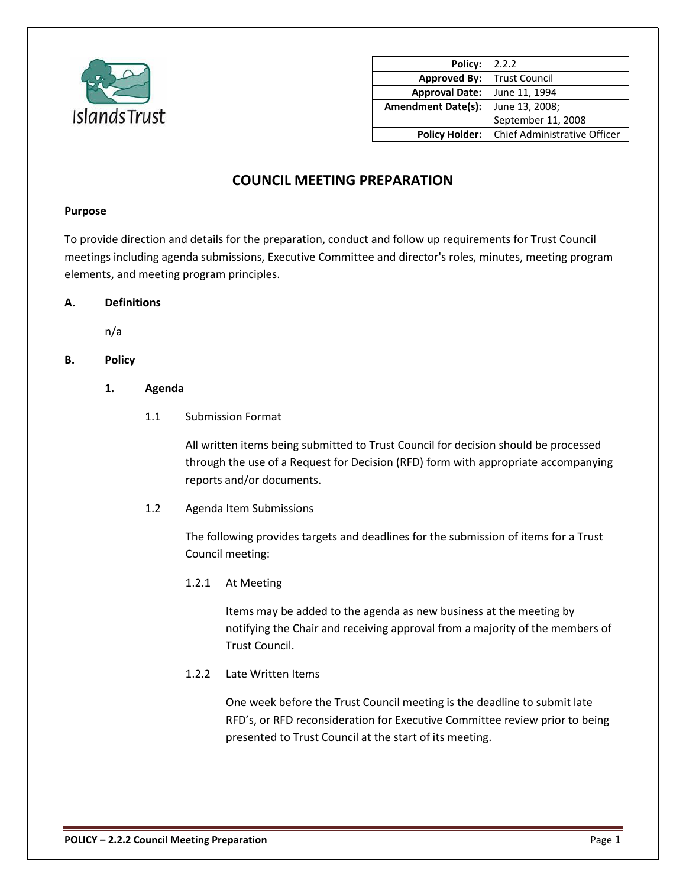Islands Trust

| Policy: | 2.2.2 |
| --- | --- |
| Approved By: | Trust Council |
| Approval Date: | June 11, 1994 |
| Amendment Date(s): | June 13, 2008; September 11, 2008 |
| Policy Holder: | Chief Administrative Officer |

# COUNCIL MEETING PREPARATION

**Purpose**

To provide direction and details for the preparation, conduct and follow up requirements for Trust Council meetings including agenda submissions, Executive Committee and director's roles, minutes, meeting program elements, and meeting program principles.

## A. Definitions

n/a

## B. Policy

### 1. Agenda

1.1 Submission Format

All written items being submitted to Trust Council for decision should be processed through the use of a Request for Decision (RFD) form with appropriate accompanying reports and/or documents.

1.2 Agenda Item Submissions

The following provides targets and deadlines for the submission of items for a Trust Council meeting:

1.2.1 At Meeting

Items may be added to the agenda as new business at the meeting by notifying the Chair and receiving approval from a majority of the members of Trust Council.

1.2.2 Late Written Items

One week before the Trust Council meeting is the deadline to submit late RFD's, or RFD reconsideration for Executive Committee review prior to being presented to Trust Council at the start of its meeting.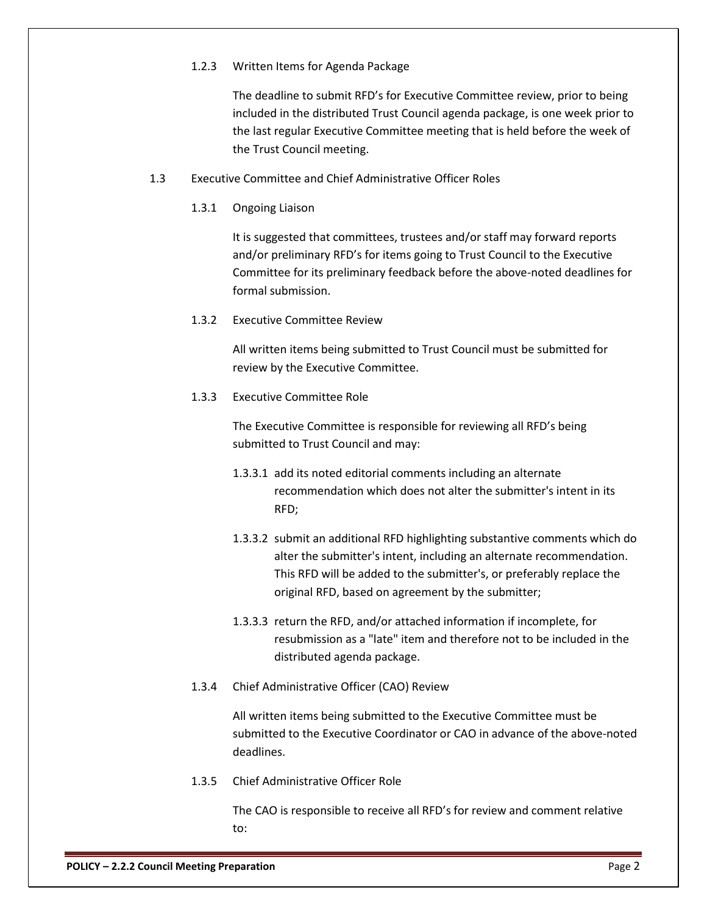#### 1.2.3 Written Items for Agenda Package

The deadline to submit RFD's for Executive Committee review, prior to being included in the distributed Trust Council agenda package, is one week prior to the last regular Executive Committee meeting that is held before the week of the Trust Council meeting.

### 1.3 Executive Committee and Chief Administrative Officer Roles

#### 1.3.1 Ongoing Liaison

It is suggested that committees, trustees and/or staff may forward reports and/or preliminary RFD's for items going to Trust Council to the Executive Committee for its preliminary feedback before the above-noted deadlines for formal submission.

#### 1.3.2 Executive Committee Review

All written items being submitted to Trust Council must be submitted for review by the Executive Committee.

#### 1.3.3 Executive Committee Role

The Executive Committee is responsible for reviewing all RFD's being submitted to Trust Council and may:

1.3.3.1 add its noted editorial comments including an alternate recommendation which does not alter the submitter's intent in its RFD;

1.3.3.2 submit an additional RFD highlighting substantive comments which do alter the submitter's intent, including an alternate recommendation. This RFD will be added to the submitter's, or preferably replace the original RFD, based on agreement by the submitter;

1.3.3.3 return the RFD, and/or attached information if incomplete, for resubmission as a "late" item and therefore not to be included in the distributed agenda package.

#### 1.3.4 Chief Administrative Officer (CAO) Review

All written items being submitted to the Executive Committee must be submitted to the Executive Coordinator or CAO in advance of the above-noted deadlines.

#### 1.3.5 Chief Administrative Officer Role

The CAO is responsible to receive all RFD's for review and comment relative to: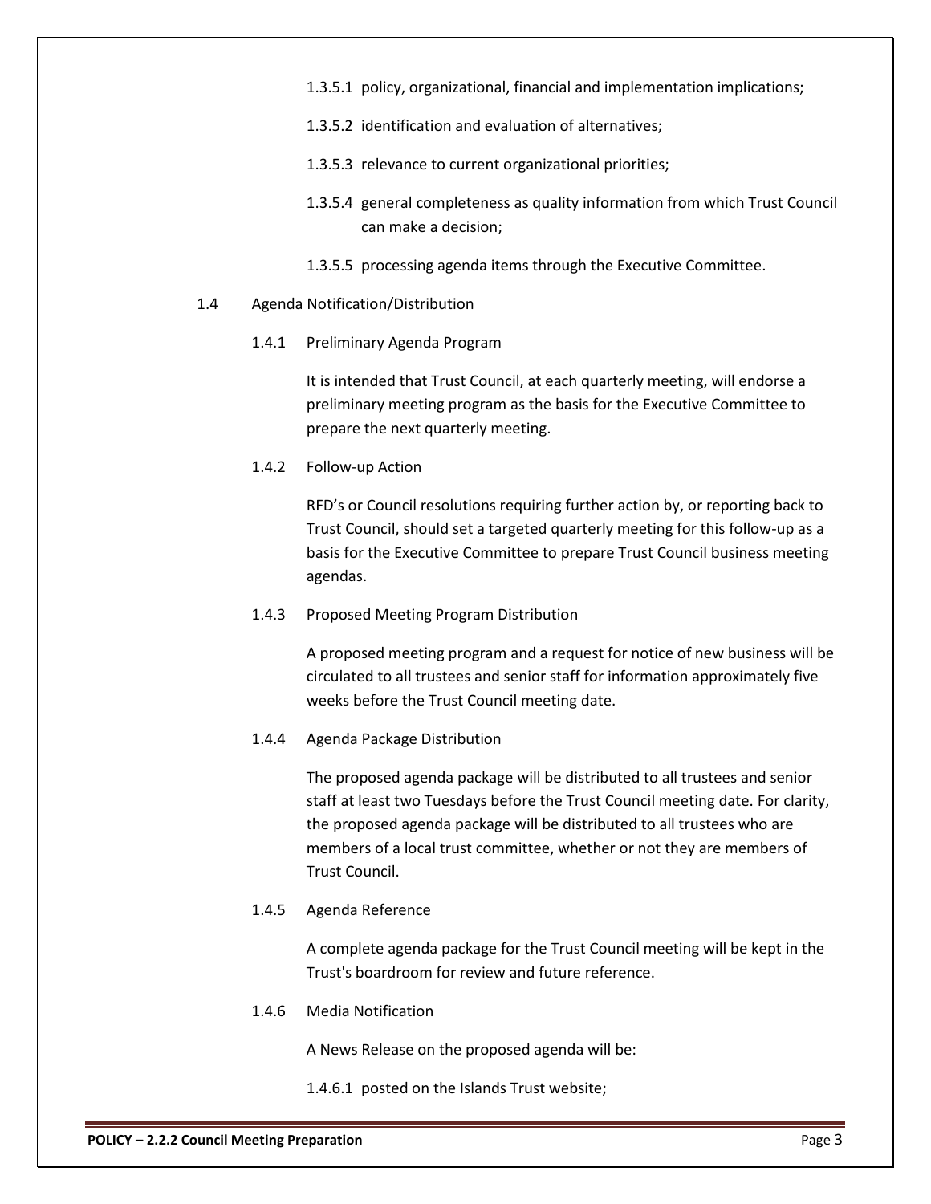1.3.5.1 policy, organizational, financial and implementation implications;

1.3.5.2 identification and evaluation of alternatives;

1.3.5.3 relevance to current organizational priorities;

1.3.5.4 general completeness as quality information from which Trust Council can make a decision;

1.3.5.5 processing agenda items through the Executive Committee.

1.4 Agenda Notification/Distribution

1.4.1 Preliminary Agenda Program

It is intended that Trust Council, at each quarterly meeting, will endorse a preliminary meeting program as the basis for the Executive Committee to prepare the next quarterly meeting.

1.4.2 Follow-up Action

RFD's or Council resolutions requiring further action by, or reporting back to Trust Council, should set a targeted quarterly meeting for this follow-up as a basis for the Executive Committee to prepare Trust Council business meeting agendas.

1.4.3 Proposed Meeting Program Distribution

A proposed meeting program and a request for notice of new business will be circulated to all trustees and senior staff for information approximately five weeks before the Trust Council meeting date.

1.4.4 Agenda Package Distribution

The proposed agenda package will be distributed to all trustees and senior staff at least two Tuesdays before the Trust Council meeting date. For clarity, the proposed agenda package will be distributed to all trustees who are members of a local trust committee, whether or not they are members of Trust Council.

1.4.5 Agenda Reference

A complete agenda package for the Trust Council meeting will be kept in the Trust's boardroom for review and future reference.

1.4.6 Media Notification

A News Release on the proposed agenda will be:

1.4.6.1 posted on the Islands Trust website;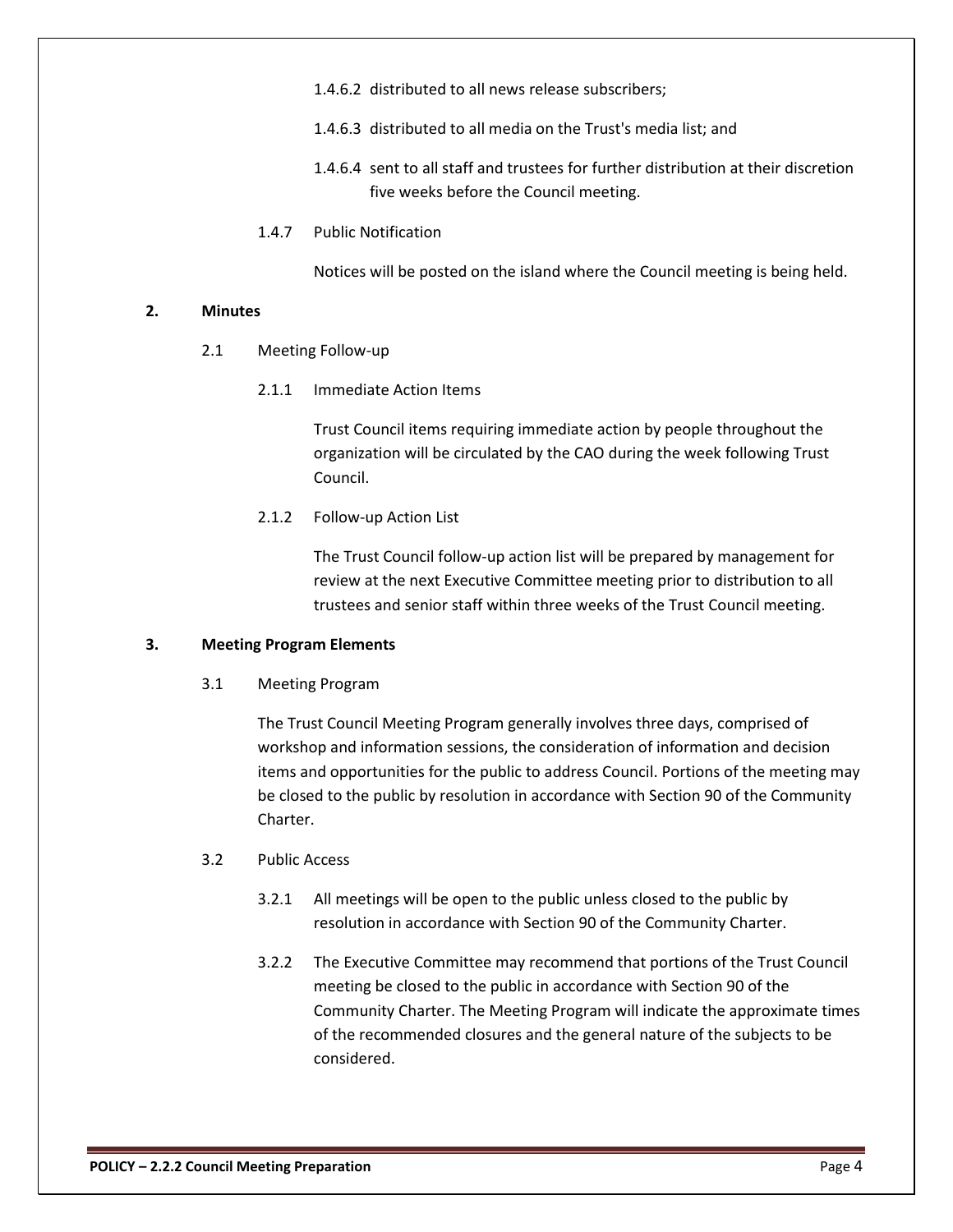1.4.6.2 distributed to all news release subscribers;

1.4.6.3 distributed to all media on the Trust's media list; and

1.4.6.4 sent to all staff and trustees for further distribution at their discretion five weeks before the Council meeting.

1.4.7 Public Notification

Notices will be posted on the island where the Council meeting is being held.

## 2. Minutes

2.1 Meeting Follow-up

2.1.1 Immediate Action Items

Trust Council items requiring immediate action by people throughout the organization will be circulated by the CAO during the week following Trust Council.

2.1.2 Follow-up Action List

The Trust Council follow-up action list will be prepared by management for review at the next Executive Committee meeting prior to distribution to all trustees and senior staff within three weeks of the Trust Council meeting.

## 3. Meeting Program Elements

3.1 Meeting Program

The Trust Council Meeting Program generally involves three days, comprised of workshop and information sessions, the consideration of information and decision items and opportunities for the public to address Council. Portions of the meeting may be closed to the public by resolution in accordance with Section 90 of the Community Charter.

3.2 Public Access

3.2.1 All meetings will be open to the public unless closed to the public by resolution in accordance with Section 90 of the Community Charter.

3.2.2 The Executive Committee may recommend that portions of the Trust Council meeting be closed to the public in accordance with Section 90 of the Community Charter. The Meeting Program will indicate the approximate times of the recommended closures and the general nature of the subjects to be considered.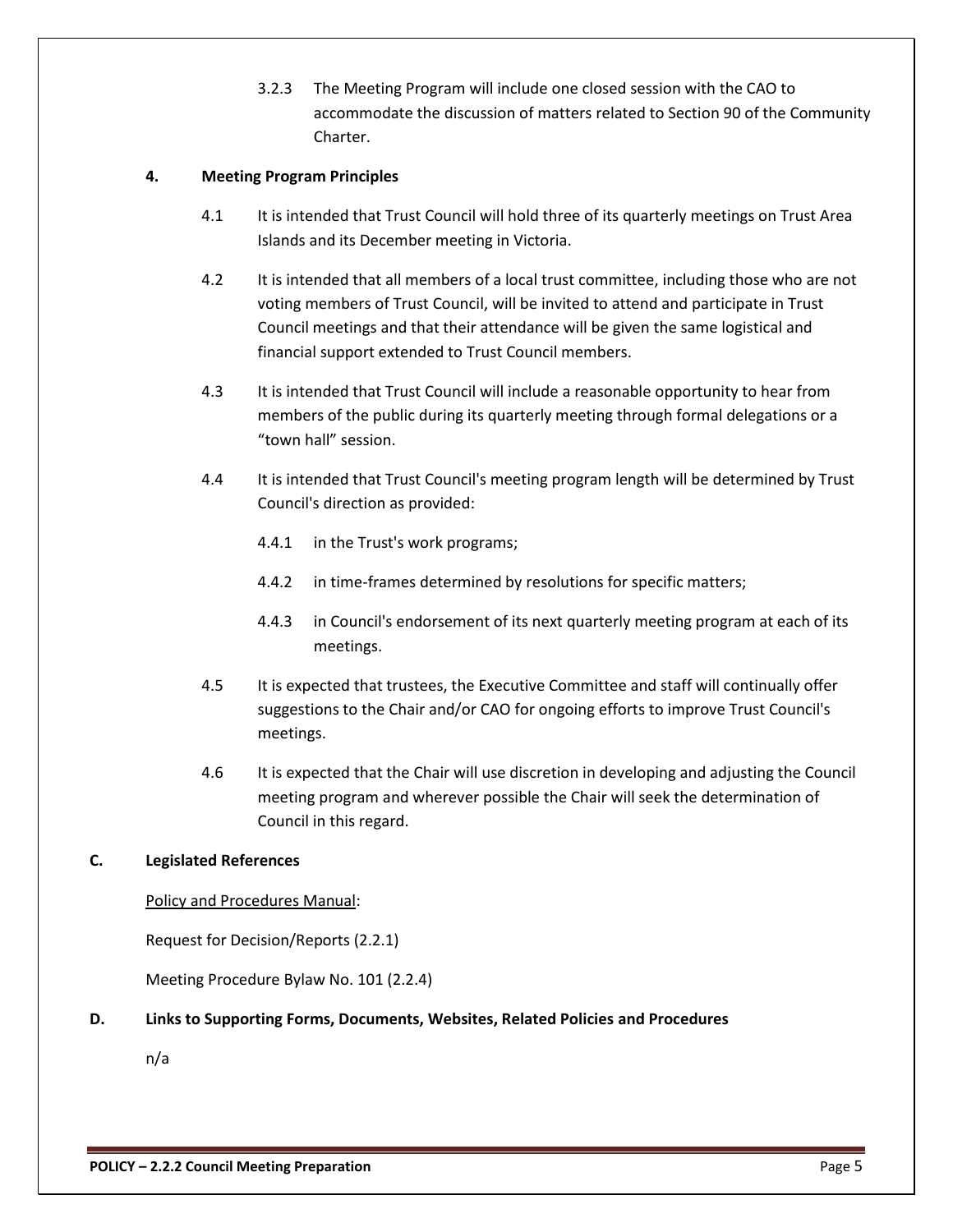3.2.3 The Meeting Program will include one closed session with the CAO to accommodate the discussion of matters related to Section 90 of the Community Charter.

**4. Meeting Program Principles**

4.1 It is intended that Trust Council will hold three of its quarterly meetings on Trust Area Islands and its December meeting in Victoria.

4.2 It is intended that all members of a local trust committee, including those who are not voting members of Trust Council, will be invited to attend and participate in Trust Council meetings and that their attendance will be given the same logistical and financial support extended to Trust Council members.

4.3 It is intended that Trust Council will include a reasonable opportunity to hear from members of the public during its quarterly meeting through formal delegations or a "town hall" session.

4.4 It is intended that Trust Council's meeting program length will be determined by Trust Council's direction as provided:

4.4.1 in the Trust's work programs;

4.4.2 in time-frames determined by resolutions for specific matters;

4.4.3 in Council's endorsement of its next quarterly meeting program at each of its meetings.

4.5 It is expected that trustees, the Executive Committee and staff will continually offer suggestions to the Chair and/or CAO for ongoing efforts to improve Trust Council's meetings.

4.6 It is expected that the Chair will use discretion in developing and adjusting the Council meeting program and wherever possible the Chair will seek the determination of Council in this regard.

## C. Legislated References

Policy and Procedures Manual:

Request for Decision/Reports (2.2.1)

Meeting Procedure Bylaw No. 101 (2.2.4)

## D. Links to Supporting Forms, Documents, Websites, Related Policies and Procedures

n/a